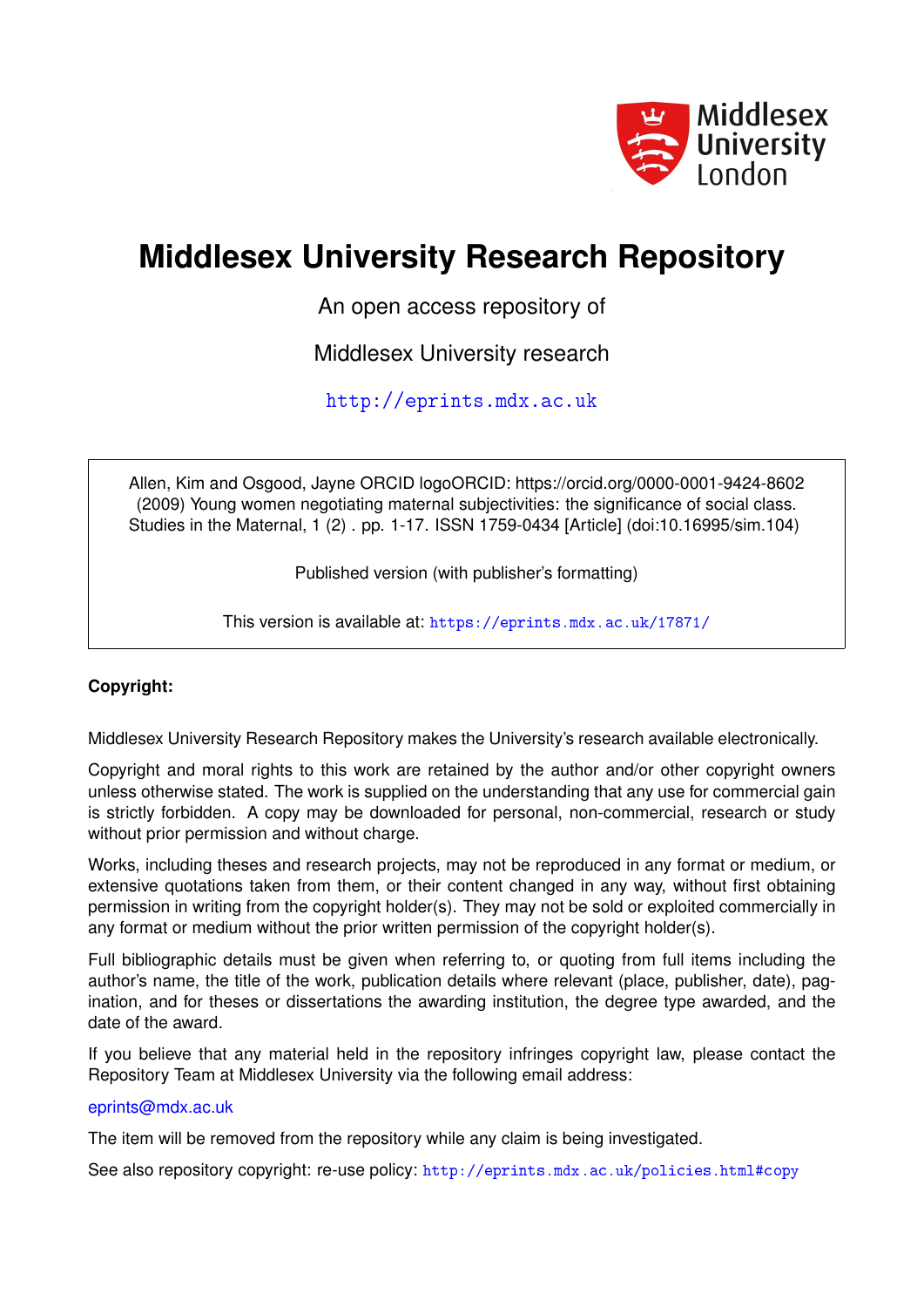# Middlesex University Research Repository

An open access repository of

Middlesex University research

http://eprints.mdx.ac.uk

Allen, Kim and Osgood, Jayne ORCID logoORCID: https://orcid.org/0000-0001-9424-8602 (2009) Young women negotiating maternal subjectivities: the significance of social class. Studies in the Maternal, 1 (2) . pp. 1-17. ISSN 1759-0434 [Article] (doi:10.16995/sim.104)

Published version (with publisher's formatting)

This version is available at: https://eprints.mdx.ac.uk/17871/

**Copyright:**

Middlesex University Research Repository makes the University's research available electronically.

Copyright and moral rights to this work are retained by the author and/or other copyright owners unless otherwise stated. The work is supplied on the understanding that any use for commercial gain is strictly forbidden. A copy may be downloaded for personal, non-commercial, research or study without prior permission and without charge.

Works, including theses and research projects, may not be reproduced in any format or medium, or extensive quotations taken from them, or their content changed in any way, without first obtaining permission in writing from the copyright holder(s). They may not be sold or exploited commercially in any format or medium without the prior written permission of the copyright holder(s).

Full bibliographic details must be given when referring to, or quoting from full items including the author's name, the title of the work, publication details where relevant (place, publisher, date), pagination, and for theses or dissertations the awarding institution, the degree type awarded, and the date of the award.

If you believe that any material held in the repository infringes copyright law, please contact the Repository Team at Middlesex University via the following email address:

eprints@mdx.ac.uk

The item will be removed from the repository while any claim is being investigated.

See also repository copyright: re-use policy: http://eprints.mdx.ac.uk/policies.html#copy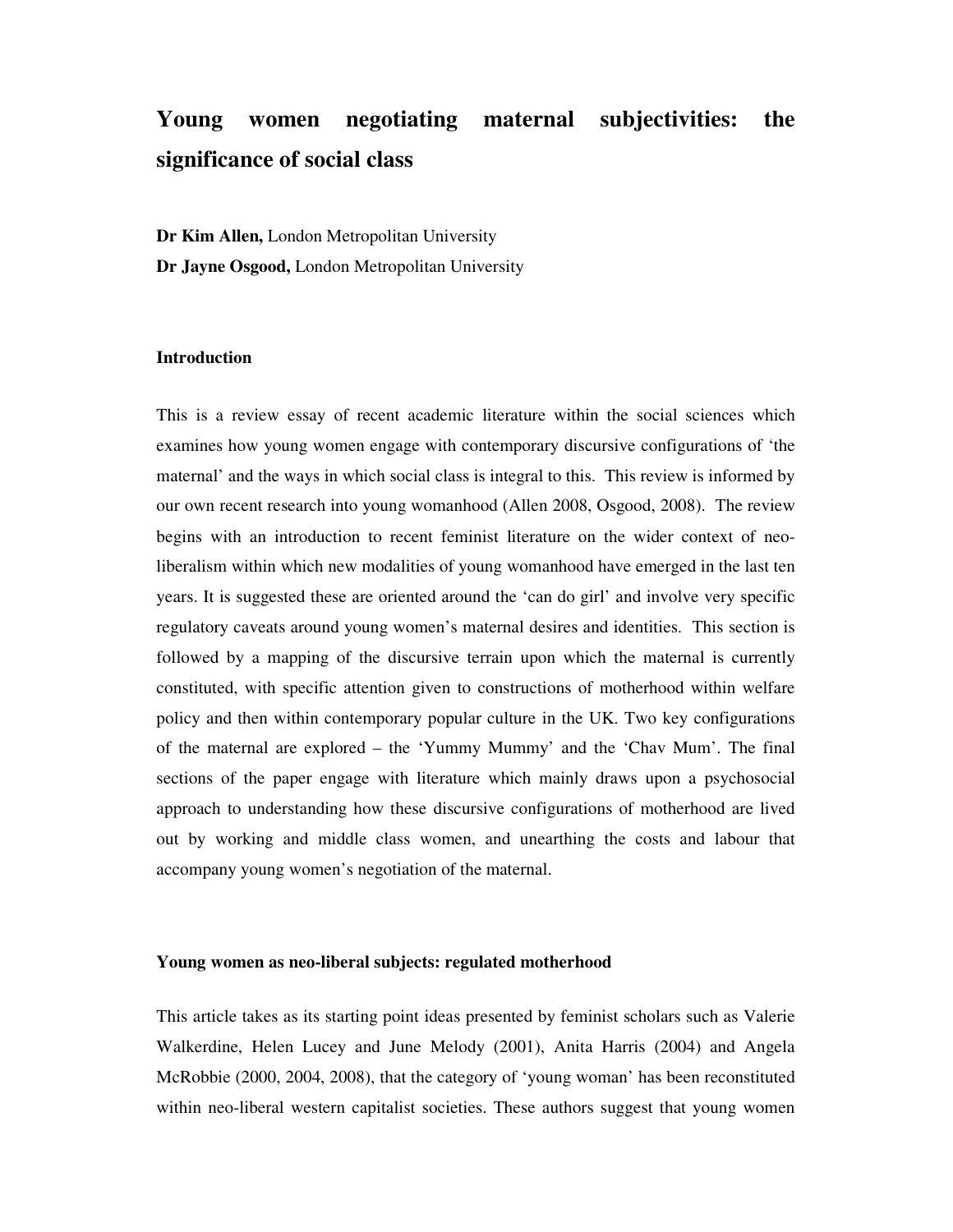# Young women negotiating maternal subjectivities: the significance of social class

**Dr Kim Allen,** London Metropolitan University

**Dr Jayne Osgood,** London Metropolitan University

## Introduction

This is a review essay of recent academic literature within the social sciences which examines how young women engage with contemporary discursive configurations of 'the maternal' and the ways in which social class is integral to this. This review is informed by our own recent research into young womanhood (Allen 2008, Osgood, 2008). The review begins with an introduction to recent feminist literature on the wider context of neo-liberalism within which new modalities of young womanhood have emerged in the last ten years. It is suggested these are oriented around the 'can do girl' and involve very specific regulatory caveats around young women's maternal desires and identities. This section is followed by a mapping of the discursive terrain upon which the maternal is currently constituted, with specific attention given to constructions of motherhood within welfare policy and then within contemporary popular culture in the UK. Two key configurations of the maternal are explored – the 'Yummy Mummy' and the 'Chav Mum'. The final sections of the paper engage with literature which mainly draws upon a psychosocial approach to understanding how these discursive configurations of motherhood are lived out by working and middle class women, and unearthing the costs and labour that accompany young women's negotiation of the maternal.

## Young women as neo-liberal subjects: regulated motherhood

This article takes as its starting point ideas presented by feminist scholars such as Valerie Walkerdine, Helen Lucey and June Melody (2001), Anita Harris (2004) and Angela McRobbie (2000, 2004, 2008), that the category of 'young woman' has been reconstituted within neo-liberal western capitalist societies. These authors suggest that young women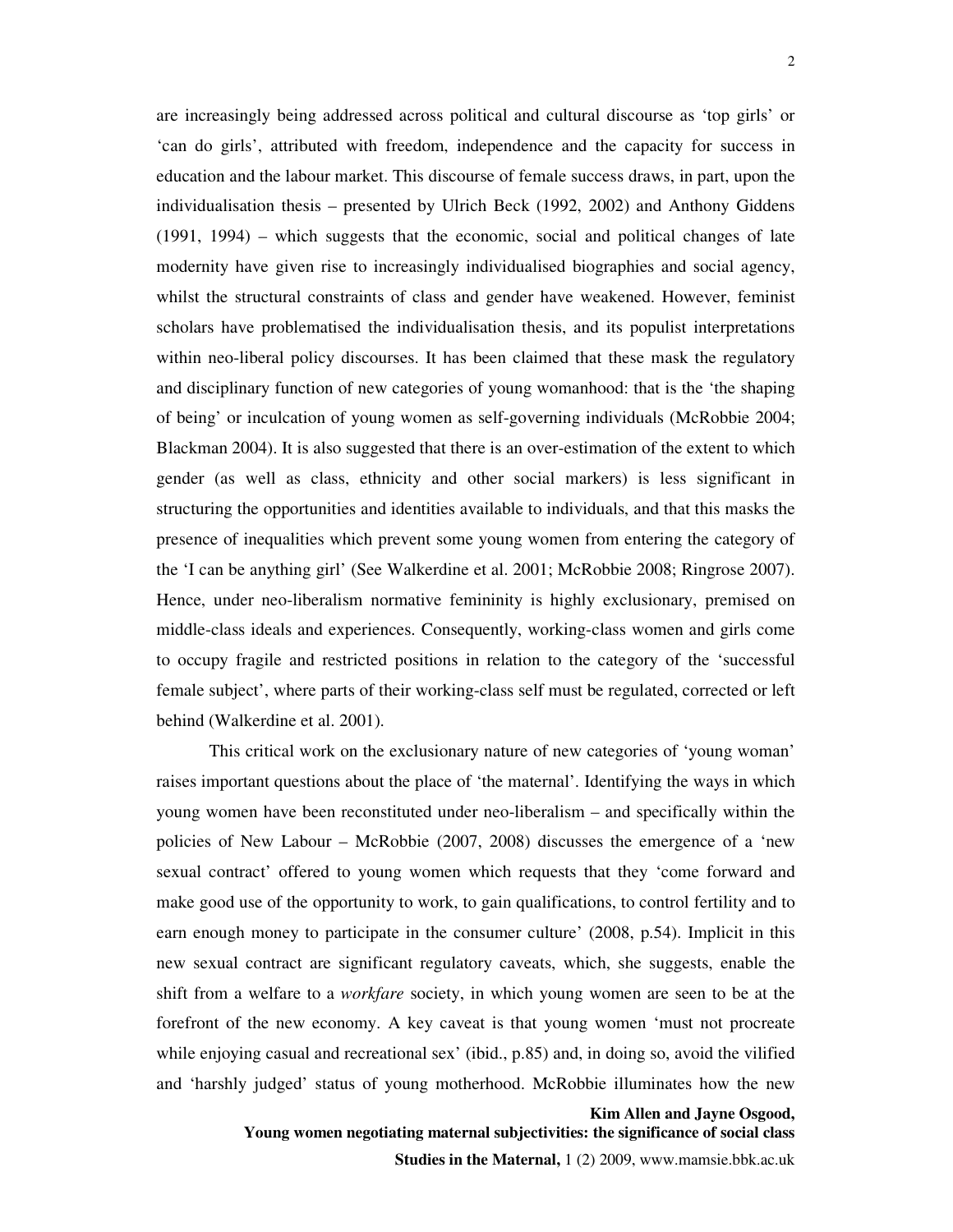are increasingly being addressed across political and cultural discourse as 'top girls' or 'can do girls', attributed with freedom, independence and the capacity for success in education and the labour market. This discourse of female success draws, in part, upon the individualisation thesis – presented by Ulrich Beck (1992, 2002) and Anthony Giddens (1991, 1994) – which suggests that the economic, social and political changes of late modernity have given rise to increasingly individualised biographies and social agency, whilst the structural constraints of class and gender have weakened. However, feminist scholars have problematised the individualisation thesis, and its populist interpretations within neo-liberal policy discourses. It has been claimed that these mask the regulatory and disciplinary function of new categories of young womanhood: that is the 'the shaping of being' or inculcation of young women as self-governing individuals (McRobbie 2004; Blackman 2004). It is also suggested that there is an over-estimation of the extent to which gender (as well as class, ethnicity and other social markers) is less significant in structuring the opportunities and identities available to individuals, and that this masks the presence of inequalities which prevent some young women from entering the category of the 'I can be anything girl' (See Walkerdine et al. 2001; McRobbie 2008; Ringrose 2007). Hence, under neo-liberalism normative femininity is highly exclusionary, premised on middle-class ideals and experiences. Consequently, working-class women and girls come to occupy fragile and restricted positions in relation to the category of the 'successful female subject', where parts of their working-class self must be regulated, corrected or left behind (Walkerdine et al. 2001).

This critical work on the exclusionary nature of new categories of 'young woman' raises important questions about the place of 'the maternal'. Identifying the ways in which young women have been reconstituted under neo-liberalism – and specifically within the policies of New Labour – McRobbie (2007, 2008) discusses the emergence of a 'new sexual contract' offered to young women which requests that they 'come forward and make good use of the opportunity to work, to gain qualifications, to control fertility and to earn enough money to participate in the consumer culture' (2008, p.54). Implicit in this new sexual contract are significant regulatory caveats, which, she suggests, enable the shift from a welfare to a *workfare* society, in which young women are seen to be at the forefront of the new economy. A key caveat is that young women 'must not procreate while enjoying casual and recreational sex' (ibid., p.85) and, in doing so, avoid the vilified and 'harshly judged' status of young motherhood. McRobbie illuminates how the new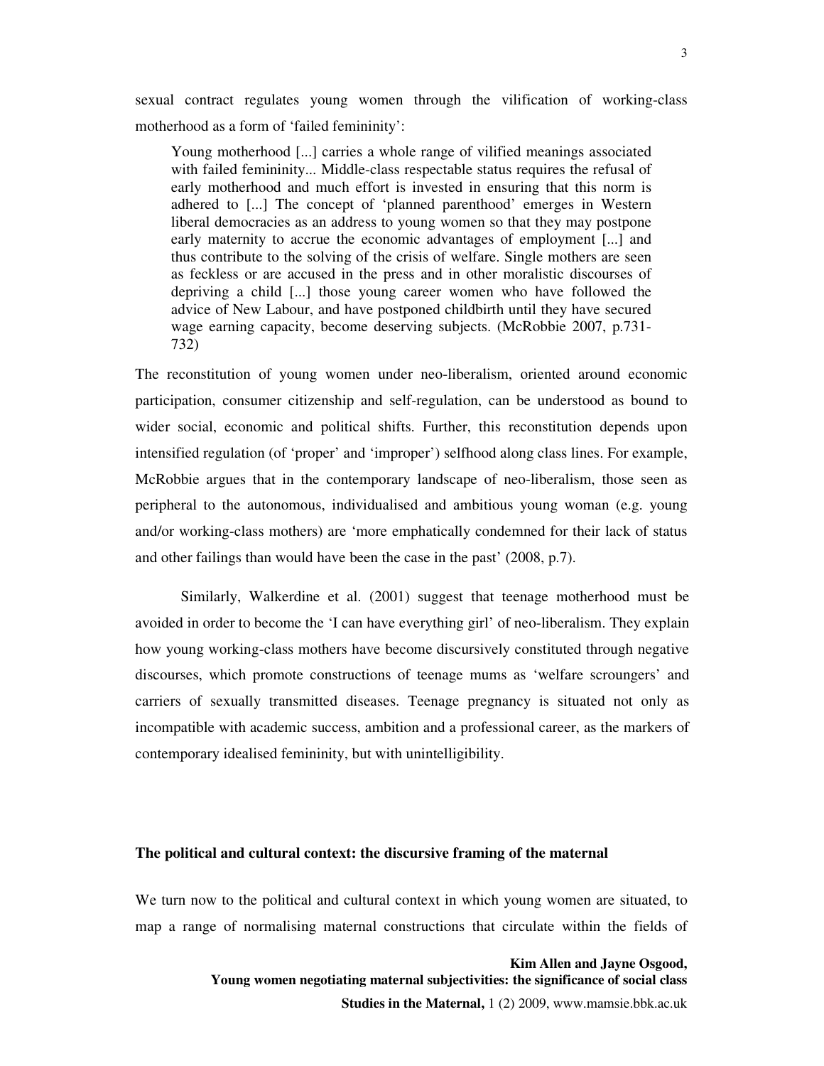sexual contract regulates young women through the vilification of working-class motherhood as a form of 'failed femininity':

> Young motherhood [...] carries a whole range of vilified meanings associated with failed femininity... Middle-class respectable status requires the refusal of early motherhood and much effort is invested in ensuring that this norm is adhered to [...] The concept of 'planned parenthood' emerges in Western liberal democracies as an address to young women so that they may postpone early maternity to accrue the economic advantages of employment [...] and thus contribute to the solving of the crisis of welfare. Single mothers are seen as feckless or are accused in the press and in other moralistic discourses of depriving a child [...] those young career women who have followed the advice of New Labour, and have postponed childbirth until they have secured wage earning capacity, become deserving subjects. (McRobbie 2007, p.731-732)

The reconstitution of young women under neo-liberalism, oriented around economic participation, consumer citizenship and self-regulation, can be understood as bound to wider social, economic and political shifts. Further, this reconstitution depends upon intensified regulation (of 'proper' and 'improper') selfhood along class lines. For example, McRobbie argues that in the contemporary landscape of neo-liberalism, those seen as peripheral to the autonomous, individualised and ambitious young woman (e.g. young and/or working-class mothers) are 'more emphatically condemned for their lack of status and other failings than would have been the case in the past' (2008, p.7).

Similarly, Walkerdine et al. (2001) suggest that teenage motherhood must be avoided in order to become the 'I can have everything girl' of neo-liberalism. They explain how young working-class mothers have become discursively constituted through negative discourses, which promote constructions of teenage mums as 'welfare scroungers' and carriers of sexually transmitted diseases. Teenage pregnancy is situated not only as incompatible with academic success, ambition and a professional career, as the markers of contemporary idealised femininity, but with unintelligibility.

## The political and cultural context: the discursive framing of the maternal

We turn now to the political and cultural context in which young women are situated, to map a range of normalising maternal constructions that circulate within the fields of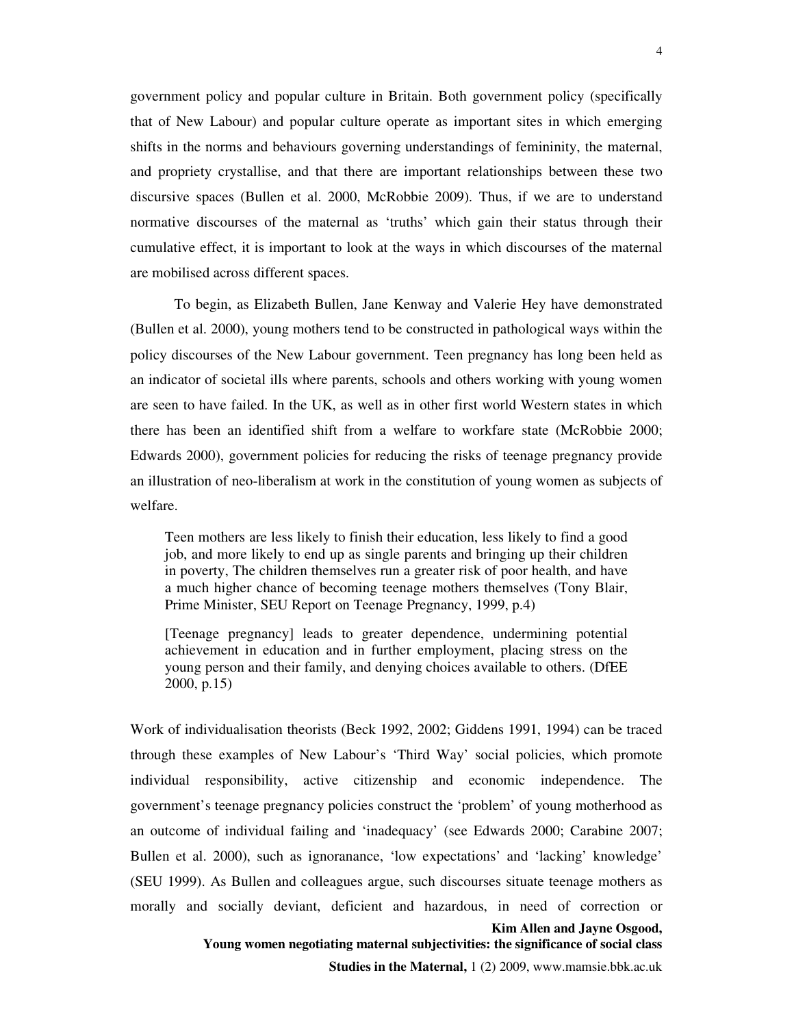government policy and popular culture in Britain. Both government policy (specifically that of New Labour) and popular culture operate as important sites in which emerging shifts in the norms and behaviours governing understandings of femininity, the maternal, and propriety crystallise, and that there are important relationships between these two discursive spaces (Bullen et al. 2000, McRobbie 2009). Thus, if we are to understand normative discourses of the maternal as 'truths' which gain their status through their cumulative effect, it is important to look at the ways in which discourses of the maternal are mobilised across different spaces.

To begin, as Elizabeth Bullen, Jane Kenway and Valerie Hey have demonstrated (Bullen et al. 2000), young mothers tend to be constructed in pathological ways within the policy discourses of the New Labour government. Teen pregnancy has long been held as an indicator of societal ills where parents, schools and others working with young women are seen to have failed. In the UK, as well as in other first world Western states in which there has been an identified shift from a welfare to workfare state (McRobbie 2000; Edwards 2000), government policies for reducing the risks of teenage pregnancy provide an illustration of neo-liberalism at work in the constitution of young women as subjects of welfare.

> Teen mothers are less likely to finish their education, less likely to find a good job, and more likely to end up as single parents and bringing up their children in poverty, The children themselves run a greater risk of poor health, and have a much higher chance of becoming teenage mothers themselves (Tony Blair, Prime Minister, SEU Report on Teenage Pregnancy, 1999, p.4)

> [Teenage pregnancy] leads to greater dependence, undermining potential achievement in education and in further employment, placing stress on the young person and their family, and denying choices available to others. (DfEE 2000, p.15)

Work of individualisation theorists (Beck 1992, 2002; Giddens 1991, 1994) can be traced through these examples of New Labour's 'Third Way' social policies, which promote individual responsibility, active citizenship and economic independence. The government's teenage pregnancy policies construct the 'problem' of young motherhood as an outcome of individual failing and 'inadequacy' (see Edwards 2000; Carabine 2007; Bullen et al. 2000), such as ignoranance, 'low expectations' and 'lacking' knowledge' (SEU 1999). As Bullen and colleagues argue, such discourses situate teenage mothers as morally and socially deviant, deficient and hazardous, in need of correction or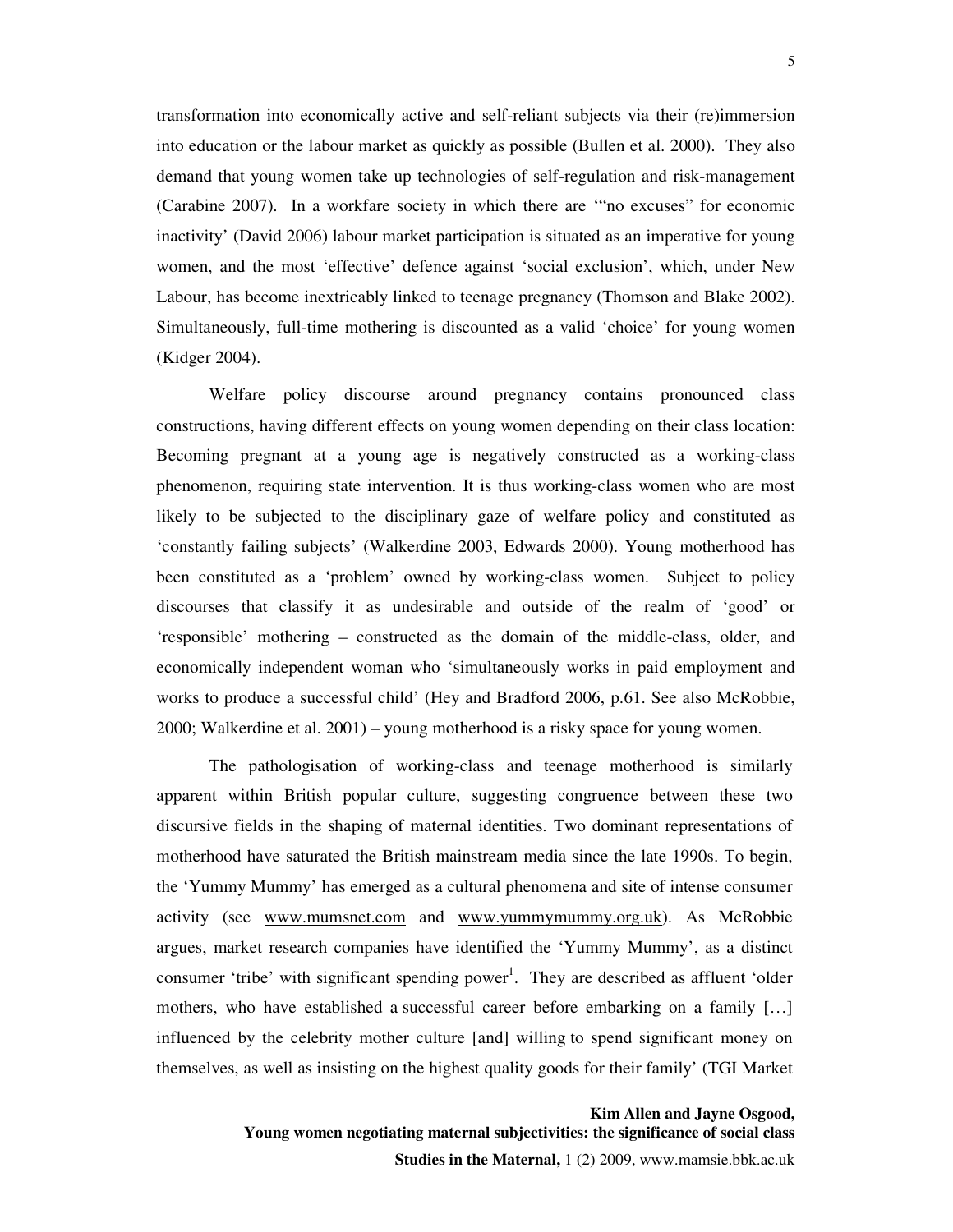transformation into economically active and self-reliant subjects via their (re)immersion into education or the labour market as quickly as possible (Bullen et al. 2000). They also demand that young women take up technologies of self-regulation and risk-management (Carabine 2007). In a workfare society in which there are '"no excuses" for economic inactivity' (David 2006) labour market participation is situated as an imperative for young women, and the most 'effective' defence against 'social exclusion', which, under New Labour, has become inextricably linked to teenage pregnancy (Thomson and Blake 2002). Simultaneously, full-time mothering is discounted as a valid 'choice' for young women (Kidger 2004).

Welfare policy discourse around pregnancy contains pronounced class constructions, having different effects on young women depending on their class location: Becoming pregnant at a young age is negatively constructed as a working-class phenomenon, requiring state intervention. It is thus working-class women who are most likely to be subjected to the disciplinary gaze of welfare policy and constituted as 'constantly failing subjects' (Walkerdine 2003, Edwards 2000). Young motherhood has been constituted as a 'problem' owned by working-class women. Subject to policy discourses that classify it as undesirable and outside of the realm of 'good' or 'responsible' mothering – constructed as the domain of the middle-class, older, and economically independent woman who 'simultaneously works in paid employment and works to produce a successful child' (Hey and Bradford 2006, p.61. See also McRobbie, 2000; Walkerdine et al. 2001) – young motherhood is a risky space for young women.

The pathologisation of working-class and teenage motherhood is similarly apparent within British popular culture, suggesting congruence between these two discursive fields in the shaping of maternal identities. Two dominant representations of motherhood have saturated the British mainstream media since the late 1990s. To begin, the 'Yummy Mummy' has emerged as a cultural phenomena and site of intense consumer activity (see www.mumsnet.com and www.yummymummy.org.uk). As McRobbie argues, market research companies have identified the 'Yummy Mummy', as a distinct consumer 'tribe' with significant spending power[1]. They are described as affluent 'older mothers, who have established a successful career before embarking on a family […] influenced by the celebrity mother culture [and] willing to spend significant money on themselves, as well as insisting on the highest quality goods for their family' (TGI Market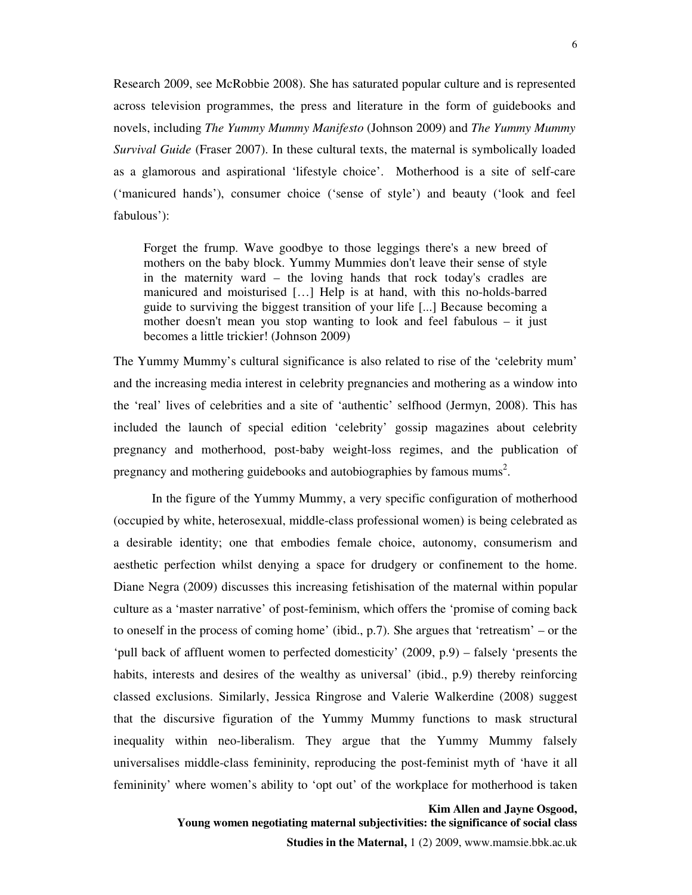Research 2009, see McRobbie 2008). She has saturated popular culture and is represented across television programmes, the press and literature in the form of guidebooks and novels, including *The Yummy Mummy Manifesto* (Johnson 2009) and *The Yummy Mummy Survival Guide* (Fraser 2007). In these cultural texts, the maternal is symbolically loaded as a glamorous and aspirational 'lifestyle choice'. Motherhood is a site of self-care ('manicured hands'), consumer choice ('sense of style') and beauty ('look and feel fabulous'):

> Forget the frump. Wave goodbye to those leggings there's a new breed of mothers on the baby block. Yummy Mummies don't leave their sense of style in the maternity ward – the loving hands that rock today's cradles are manicured and moisturised […] Help is at hand, with this no-holds-barred guide to surviving the biggest transition of your life [...] Because becoming a mother doesn't mean you stop wanting to look and feel fabulous – it just becomes a little trickier! (Johnson 2009)

The Yummy Mummy's cultural significance is also related to rise of the 'celebrity mum' and the increasing media interest in celebrity pregnancies and mothering as a window into the 'real' lives of celebrities and a site of 'authentic' selfhood (Jermyn, 2008). This has included the launch of special edition 'celebrity' gossip magazines about celebrity pregnancy and motherhood, post-baby weight-loss regimes, and the publication of pregnancy and mothering guidebooks and autobiographies by famous mums[2].

In the figure of the Yummy Mummy, a very specific configuration of motherhood (occupied by white, heterosexual, middle-class professional women) is being celebrated as a desirable identity; one that embodies female choice, autonomy, consumerism and aesthetic perfection whilst denying a space for drudgery or confinement to the home. Diane Negra (2009) discusses this increasing fetishisation of the maternal within popular culture as a 'master narrative' of post-feminism, which offers the 'promise of coming back to oneself in the process of coming home' (ibid., p.7). She argues that 'retreatism' – or the 'pull back of affluent women to perfected domesticity' (2009, p.9) – falsely 'presents the habits, interests and desires of the wealthy as universal' (ibid., p.9) thereby reinforcing classed exclusions. Similarly, Jessica Ringrose and Valerie Walkerdine (2008) suggest that the discursive figuration of the Yummy Mummy functions to mask structural inequality within neo-liberalism. They argue that the Yummy Mummy falsely universalises middle-class femininity, reproducing the post-feminist myth of 'have it all femininity' where women's ability to 'opt out' of the workplace for motherhood is taken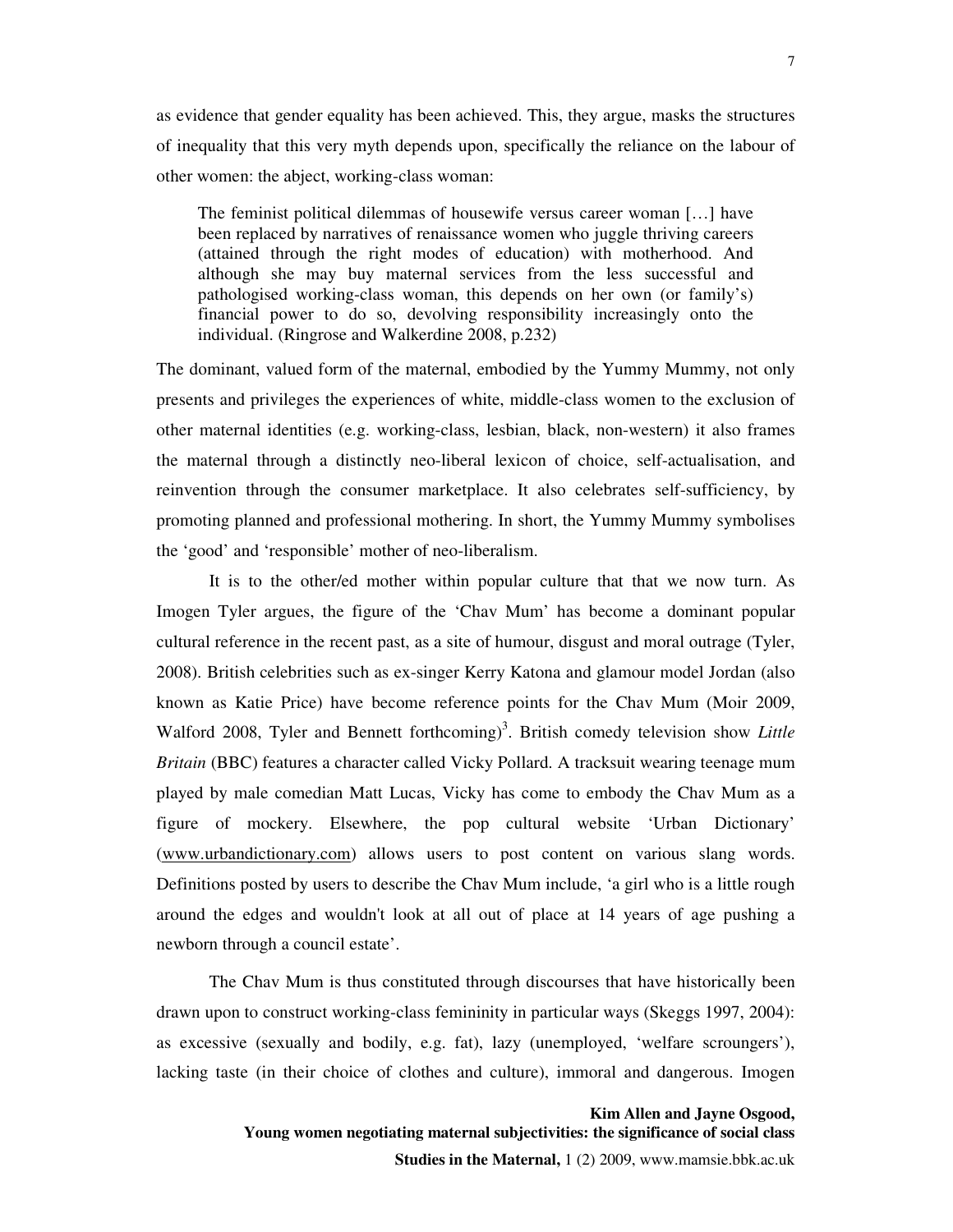as evidence that gender equality has been achieved. This, they argue, masks the structures of inequality that this very myth depends upon, specifically the reliance on the labour of other women: the abject, working-class woman:

> The feminist political dilemmas of housewife versus career woman […] have been replaced by narratives of renaissance women who juggle thriving careers (attained through the right modes of education) with motherhood. And although she may buy maternal services from the less successful and pathologised working-class woman, this depends on her own (or family's) financial power to do so, devolving responsibility increasingly onto the individual. (Ringrose and Walkerdine 2008, p.232)

The dominant, valued form of the maternal, embodied by the Yummy Mummy, not only presents and privileges the experiences of white, middle-class women to the exclusion of other maternal identities (e.g. working-class, lesbian, black, non-western) it also frames the maternal through a distinctly neo-liberal lexicon of choice, self-actualisation, and reinvention through the consumer marketplace. It also celebrates self-sufficiency, by promoting planned and professional mothering. In short, the Yummy Mummy symbolises the 'good' and 'responsible' mother of neo-liberalism.

It is to the other/ed mother within popular culture that that we now turn. As Imogen Tyler argues, the figure of the 'Chav Mum' has become a dominant popular cultural reference in the recent past, as a site of humour, disgust and moral outrage (Tyler, 2008). British celebrities such as ex-singer Kerry Katona and glamour model Jordan (also known as Katie Price) have become reference points for the Chav Mum (Moir 2009, Walford 2008, Tyler and Bennett forthcoming)[3]. British comedy television show *Little Britain* (BBC) features a character called Vicky Pollard. A tracksuit wearing teenage mum played by male comedian Matt Lucas, Vicky has come to embody the Chav Mum as a figure of mockery. Elsewhere, the pop cultural website 'Urban Dictionary' (www.urbandictionary.com) allows users to post content on various slang words. Definitions posted by users to describe the Chav Mum include, 'a girl who is a little rough around the edges and wouldn't look at all out of place at 14 years of age pushing a newborn through a council estate'.

The Chav Mum is thus constituted through discourses that have historically been drawn upon to construct working-class femininity in particular ways (Skeggs 1997, 2004): as excessive (sexually and bodily, e.g. fat), lazy (unemployed, 'welfare scroungers'), lacking taste (in their choice of clothes and culture), immoral and dangerous. Imogen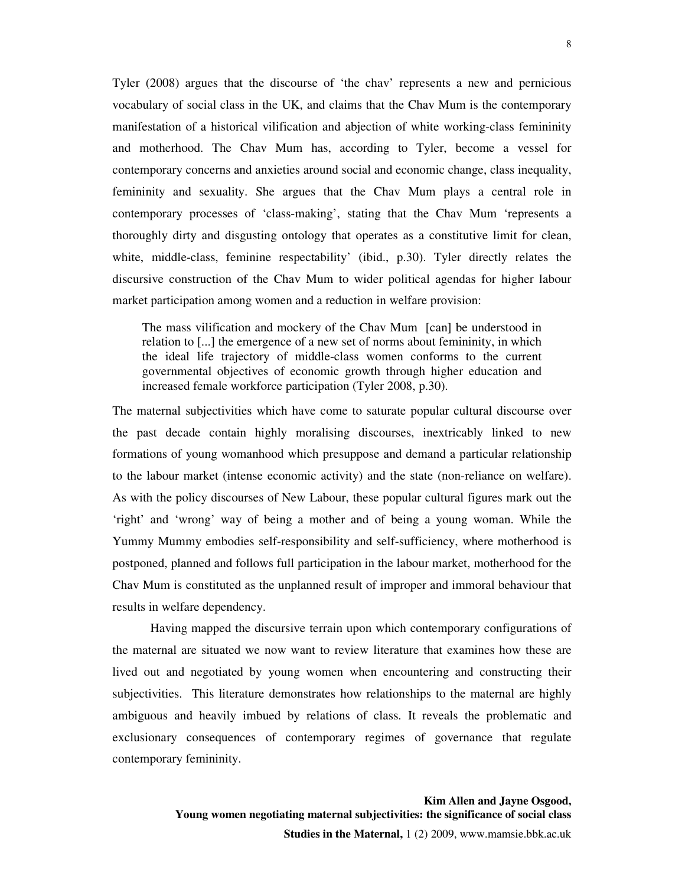Tyler (2008) argues that the discourse of 'the chav' represents a new and pernicious vocabulary of social class in the UK, and claims that the Chav Mum is the contemporary manifestation of a historical vilification and abjection of white working-class femininity and motherhood. The Chav Mum has, according to Tyler, become a vessel for contemporary concerns and anxieties around social and economic change, class inequality, femininity and sexuality. She argues that the Chav Mum plays a central role in contemporary processes of 'class-making', stating that the Chav Mum 'represents a thoroughly dirty and disgusting ontology that operates as a constitutive limit for clean, white, middle-class, feminine respectability' (ibid., p.30). Tyler directly relates the discursive construction of the Chav Mum to wider political agendas for higher labour market participation among women and a reduction in welfare provision:

> The mass vilification and mockery of the Chav Mum [can] be understood in relation to [...] the emergence of a new set of norms about femininity, in which the ideal life trajectory of middle-class women conforms to the current governmental objectives of economic growth through higher education and increased female workforce participation (Tyler 2008, p.30).

The maternal subjectivities which have come to saturate popular cultural discourse over the past decade contain highly moralising discourses, inextricably linked to new formations of young womanhood which presuppose and demand a particular relationship to the labour market (intense economic activity) and the state (non-reliance on welfare). As with the policy discourses of New Labour, these popular cultural figures mark out the 'right' and 'wrong' way of being a mother and of being a young woman. While the Yummy Mummy embodies self-responsibility and self-sufficiency, where motherhood is postponed, planned and follows full participation in the labour market, motherhood for the Chav Mum is constituted as the unplanned result of improper and immoral behaviour that results in welfare dependency.

Having mapped the discursive terrain upon which contemporary configurations of the maternal are situated we now want to review literature that examines how these are lived out and negotiated by young women when encountering and constructing their subjectivities. This literature demonstrates how relationships to the maternal are highly ambiguous and heavily imbued by relations of class. It reveals the problematic and exclusionary consequences of contemporary regimes of governance that regulate contemporary femininity.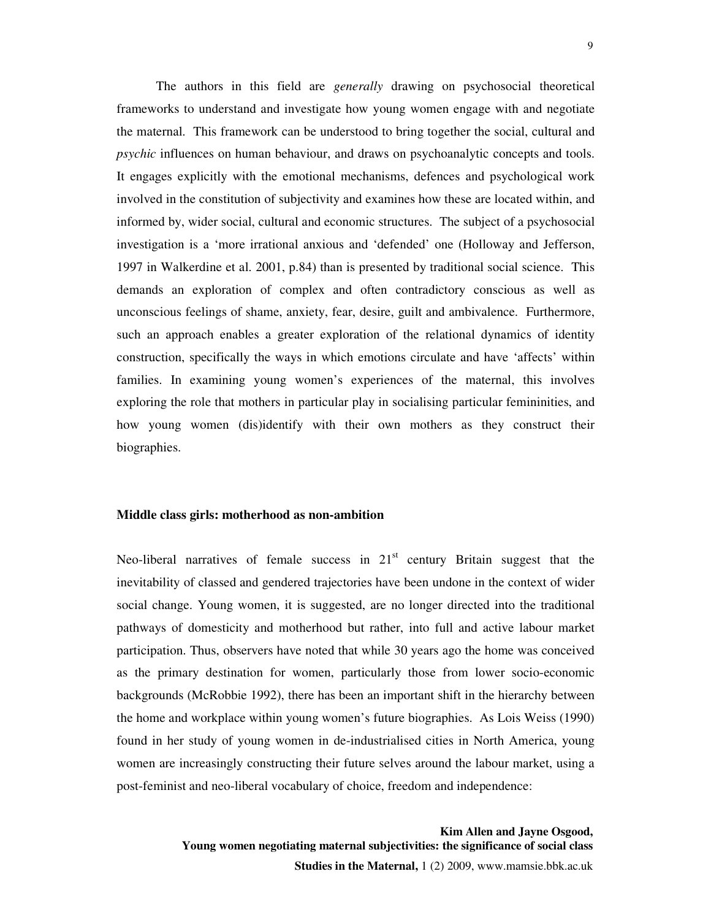The authors in this field are *generally* drawing on psychosocial theoretical frameworks to understand and investigate how young women engage with and negotiate the maternal. This framework can be understood to bring together the social, cultural and *psychic* influences on human behaviour, and draws on psychoanalytic concepts and tools. It engages explicitly with the emotional mechanisms, defences and psychological work involved in the constitution of subjectivity and examines how these are located within, and informed by, wider social, cultural and economic structures. The subject of a psychosocial investigation is a 'more irrational anxious and 'defended' one (Holloway and Jefferson, 1997 in Walkerdine et al. 2001, p.84) than is presented by traditional social science. This demands an exploration of complex and often contradictory conscious as well as unconscious feelings of shame, anxiety, fear, desire, guilt and ambivalence. Furthermore, such an approach enables a greater exploration of the relational dynamics of identity construction, specifically the ways in which emotions circulate and have 'affects' within families. In examining young women's experiences of the maternal, this involves exploring the role that mothers in particular play in socialising particular femininities, and how young women (dis)identify with their own mothers as they construct their biographies.

**Middle class girls: motherhood as non-ambition**

Neo-liberal narratives of female success in 21st century Britain suggest that the inevitability of classed and gendered trajectories have been undone in the context of wider social change. Young women, it is suggested, are no longer directed into the traditional pathways of domesticity and motherhood but rather, into full and active labour market participation. Thus, observers have noted that while 30 years ago the home was conceived as the primary destination for women, particularly those from lower socio-economic backgrounds (McRobbie 1992), there has been an important shift in the hierarchy between the home and workplace within young women's future biographies. As Lois Weiss (1990) found in her study of young women in de-industrialised cities in North America, young women are increasingly constructing their future selves around the labour market, using a post-feminist and neo-liberal vocabulary of choice, freedom and independence: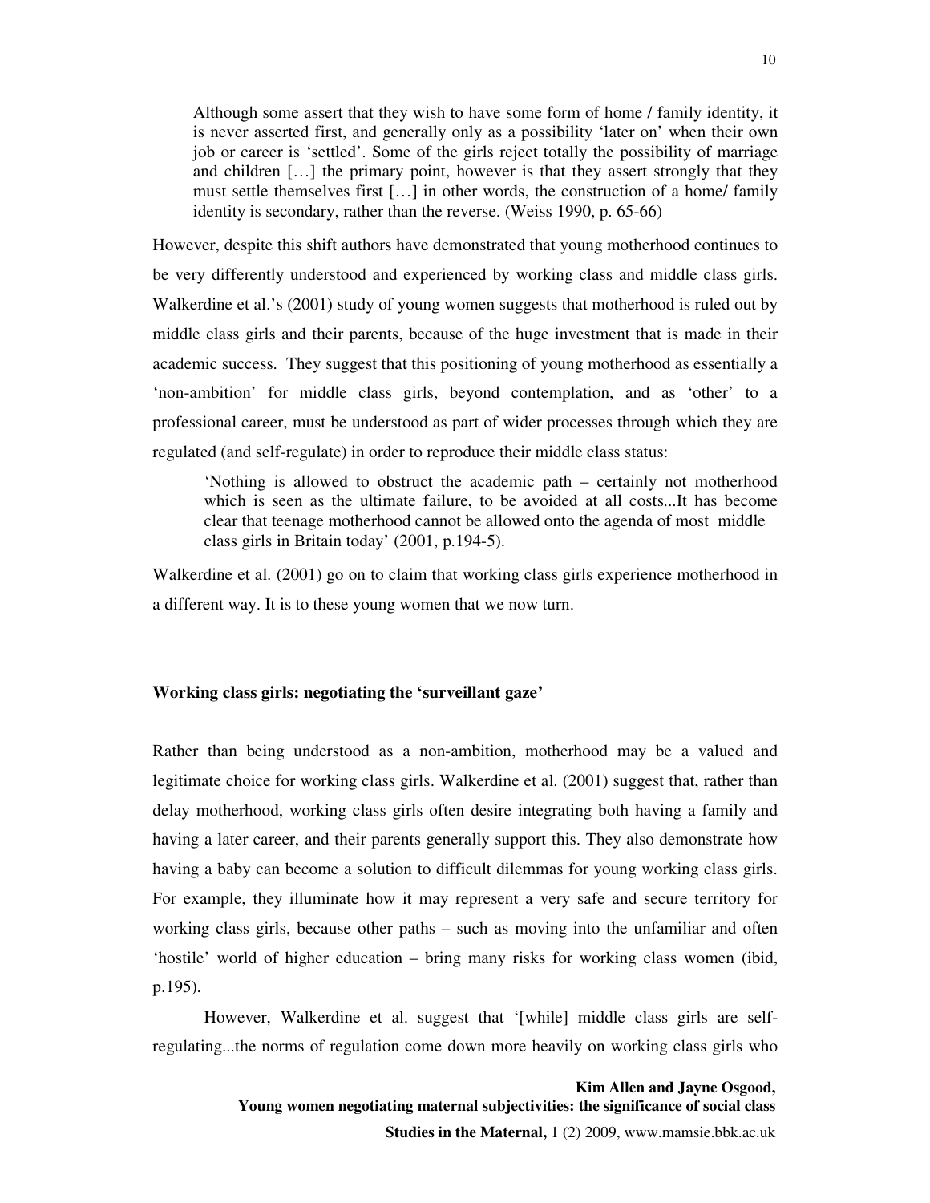> Although some assert that they wish to have some form of home / family identity, it is never asserted first, and generally only as a possibility 'later on' when their own job or career is 'settled'. Some of the girls reject totally the possibility of marriage and children […] the primary point, however is that they assert strongly that they must settle themselves first […] in other words, the construction of a home/ family identity is secondary, rather than the reverse. (Weiss 1990, p. 65-66)

However, despite this shift authors have demonstrated that young motherhood continues to be very differently understood and experienced by working class and middle class girls. Walkerdine et al.'s (2001) study of young women suggests that motherhood is ruled out by middle class girls and their parents, because of the huge investment that is made in their academic success. They suggest that this positioning of young motherhood as essentially a 'non-ambition' for middle class girls, beyond contemplation, and as 'other' to a professional career, must be understood as part of wider processes through which they are regulated (and self-regulate) in order to reproduce their middle class status:

> 'Nothing is allowed to obstruct the academic path – certainly not motherhood which is seen as the ultimate failure, to be avoided at all costs...It has become clear that teenage motherhood cannot be allowed onto the agenda of most middle class girls in Britain today' (2001, p.194-5).

Walkerdine et al. (2001) go on to claim that working class girls experience motherhood in a different way. It is to these young women that we now turn.

**Working class girls: negotiating the 'surveillant gaze'**

Rather than being understood as a non-ambition, motherhood may be a valued and legitimate choice for working class girls. Walkerdine et al. (2001) suggest that, rather than delay motherhood, working class girls often desire integrating both having a family and having a later career, and their parents generally support this. They also demonstrate how having a baby can become a solution to difficult dilemmas for young working class girls. For example, they illuminate how it may represent a very safe and secure territory for working class girls, because other paths – such as moving into the unfamiliar and often 'hostile' world of higher education – bring many risks for working class women (ibid, p.195).

However, Walkerdine et al. suggest that '[while] middle class girls are self-regulating...the norms of regulation come down more heavily on working class girls who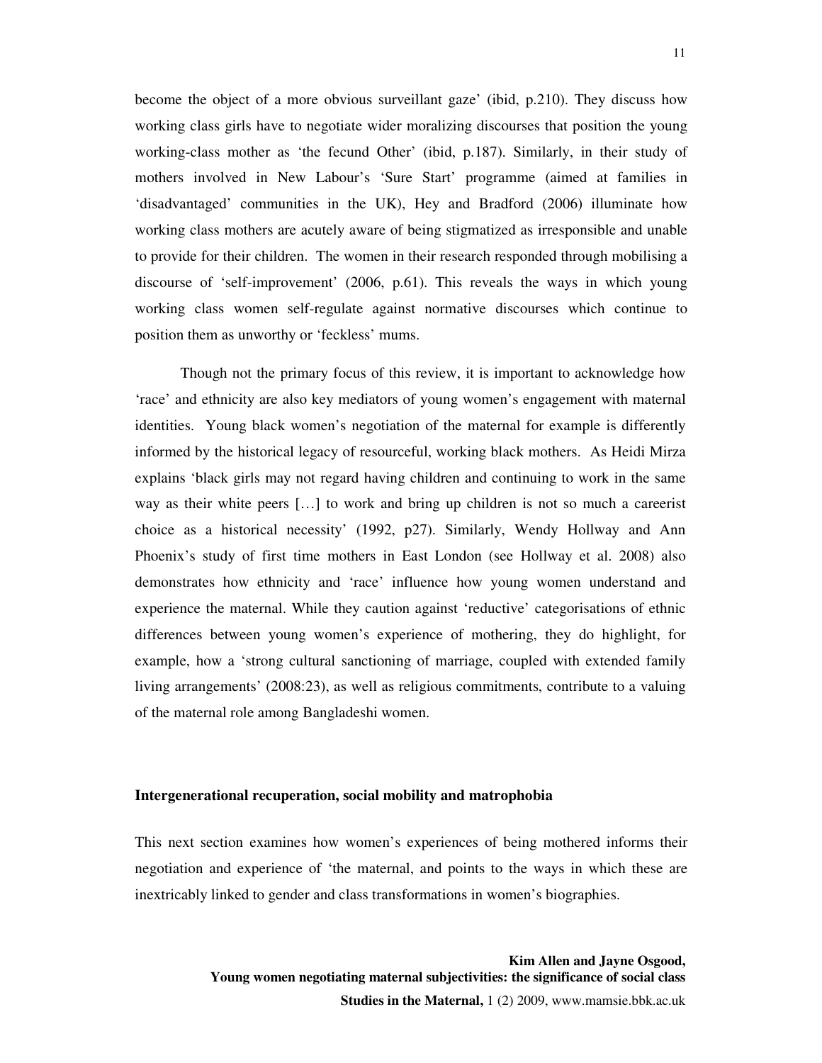become the object of a more obvious surveillant gaze' (ibid, p.210). They discuss how working class girls have to negotiate wider moralizing discourses that position the young working-class mother as 'the fecund Other' (ibid, p.187). Similarly, in their study of mothers involved in New Labour's 'Sure Start' programme (aimed at families in 'disadvantaged' communities in the UK), Hey and Bradford (2006) illuminate how working class mothers are acutely aware of being stigmatized as irresponsible and unable to provide for their children. The women in their research responded through mobilising a discourse of 'self-improvement' (2006, p.61). This reveals the ways in which young working class women self-regulate against normative discourses which continue to position them as unworthy or 'feckless' mums.

Though not the primary focus of this review, it is important to acknowledge how 'race' and ethnicity are also key mediators of young women's engagement with maternal identities. Young black women's negotiation of the maternal for example is differently informed by the historical legacy of resourceful, working black mothers. As Heidi Mirza explains 'black girls may not regard having children and continuing to work in the same way as their white peers […] to work and bring up children is not so much a careerist choice as a historical necessity' (1992, p27). Similarly, Wendy Hollway and Ann Phoenix's study of first time mothers in East London (see Hollway et al. 2008) also demonstrates how ethnicity and 'race' influence how young women understand and experience the maternal. While they caution against 'reductive' categorisations of ethnic differences between young women's experience of mothering, they do highlight, for example, how a 'strong cultural sanctioning of marriage, coupled with extended family living arrangements' (2008:23), as well as religious commitments, contribute to a valuing of the maternal role among Bangladeshi women.

**Intergenerational recuperation, social mobility and matrophobia**

This next section examines how women's experiences of being mothered informs their negotiation and experience of 'the maternal, and points to the ways in which these are inextricably linked to gender and class transformations in women's biographies.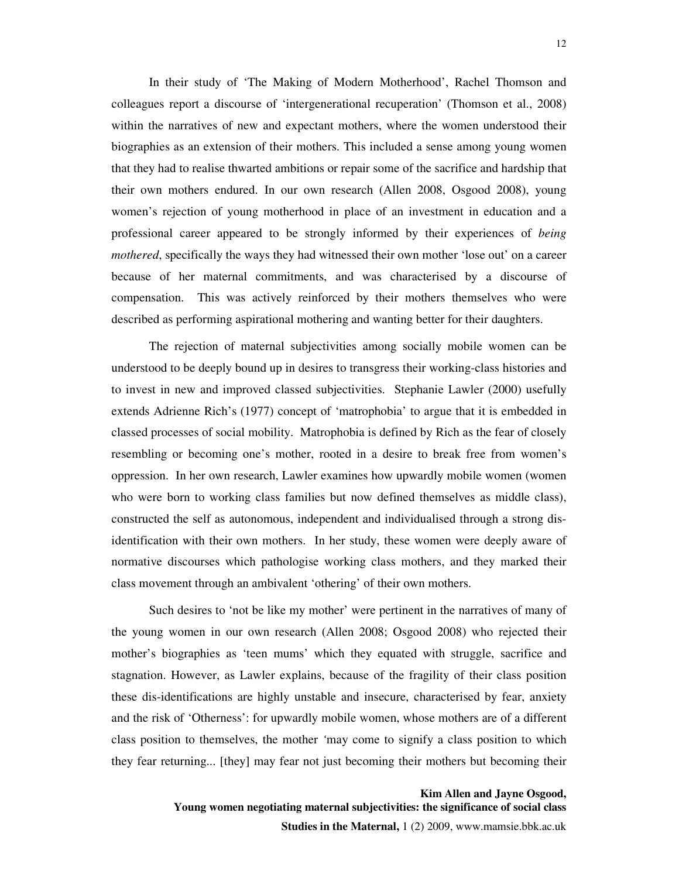In their study of 'The Making of Modern Motherhood', Rachel Thomson and colleagues report a discourse of 'intergenerational recuperation' (Thomson et al., 2008) within the narratives of new and expectant mothers, where the women understood their biographies as an extension of their mothers. This included a sense among young women that they had to realise thwarted ambitions or repair some of the sacrifice and hardship that their own mothers endured. In our own research (Allen 2008, Osgood 2008), young women's rejection of young motherhood in place of an investment in education and a professional career appeared to be strongly informed by their experiences of *being mothered*, specifically the ways they had witnessed their own mother 'lose out' on a career because of her maternal commitments, and was characterised by a discourse of compensation. This was actively reinforced by their mothers themselves who were described as performing aspirational mothering and wanting better for their daughters.

The rejection of maternal subjectivities among socially mobile women can be understood to be deeply bound up in desires to transgress their working-class histories and to invest in new and improved classed subjectivities. Stephanie Lawler (2000) usefully extends Adrienne Rich's (1977) concept of 'matrophobia' to argue that it is embedded in classed processes of social mobility. Matrophobia is defined by Rich as the fear of closely resembling or becoming one's mother, rooted in a desire to break free from women's oppression. In her own research, Lawler examines how upwardly mobile women (women who were born to working class families but now defined themselves as middle class), constructed the self as autonomous, independent and individualised through a strong dis-identification with their own mothers. In her study, these women were deeply aware of normative discourses which pathologise working class mothers, and they marked their class movement through an ambivalent 'othering' of their own mothers.

Such desires to 'not be like my mother' were pertinent in the narratives of many of the young women in our own research (Allen 2008; Osgood 2008) who rejected their mother's biographies as 'teen mums' which they equated with struggle, sacrifice and stagnation. However, as Lawler explains, because of the fragility of their class position these dis-identifications are highly unstable and insecure, characterised by fear, anxiety and the risk of 'Otherness': for upwardly mobile women, whose mothers are of a different class position to themselves, the mother 'may come to signify a class position to which they fear returning... [they] may fear not just becoming their mothers but becoming their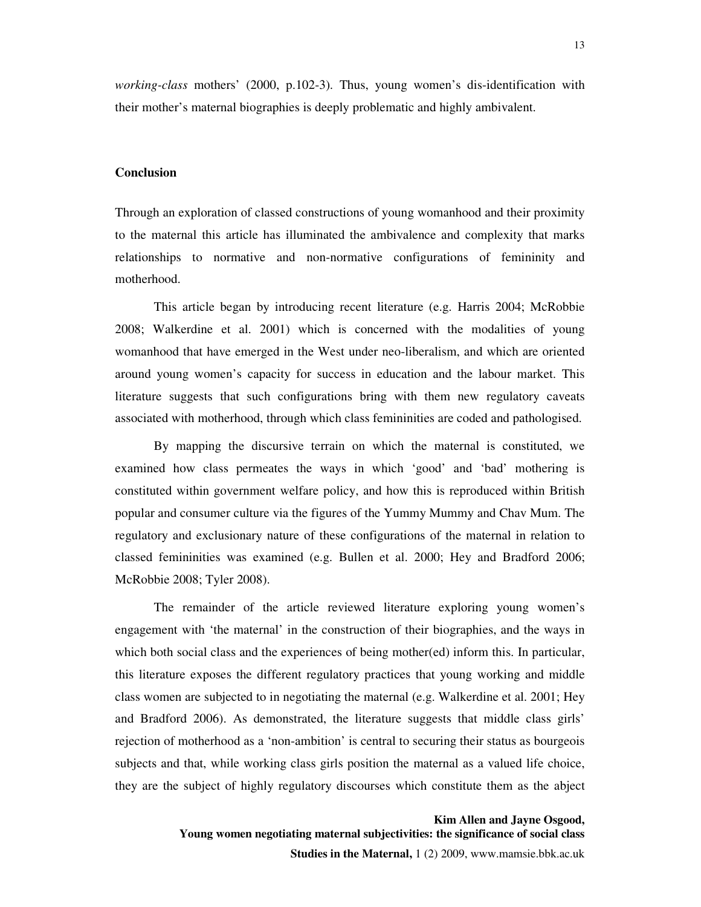*working-class* mothers' (2000, p.102-3). Thus, young women's dis-identification with their mother's maternal biographies is deeply problematic and highly ambivalent.

## Conclusion

Through an exploration of classed constructions of young womanhood and their proximity to the maternal this article has illuminated the ambivalence and complexity that marks relationships to normative and non-normative configurations of femininity and motherhood.

This article began by introducing recent literature (e.g. Harris 2004; McRobbie 2008; Walkerdine et al. 2001) which is concerned with the modalities of young womanhood that have emerged in the West under neo-liberalism, and which are oriented around young women's capacity for success in education and the labour market. This literature suggests that such configurations bring with them new regulatory caveats associated with motherhood, through which class femininities are coded and pathologised.

By mapping the discursive terrain on which the maternal is constituted, we examined how class permeates the ways in which 'good' and 'bad' mothering is constituted within government welfare policy, and how this is reproduced within British popular and consumer culture via the figures of the Yummy Mummy and Chav Mum. The regulatory and exclusionary nature of these configurations of the maternal in relation to classed femininities was examined (e.g. Bullen et al. 2000; Hey and Bradford 2006; McRobbie 2008; Tyler 2008).

The remainder of the article reviewed literature exploring young women's engagement with 'the maternal' in the construction of their biographies, and the ways in which both social class and the experiences of being mother(ed) inform this. In particular, this literature exposes the different regulatory practices that young working and middle class women are subjected to in negotiating the maternal (e.g. Walkerdine et al. 2001; Hey and Bradford 2006). As demonstrated, the literature suggests that middle class girls' rejection of motherhood as a 'non-ambition' is central to securing their status as bourgeois subjects and that, while working class girls position the maternal as a valued life choice, they are the subject of highly regulatory discourses which constitute them as the abject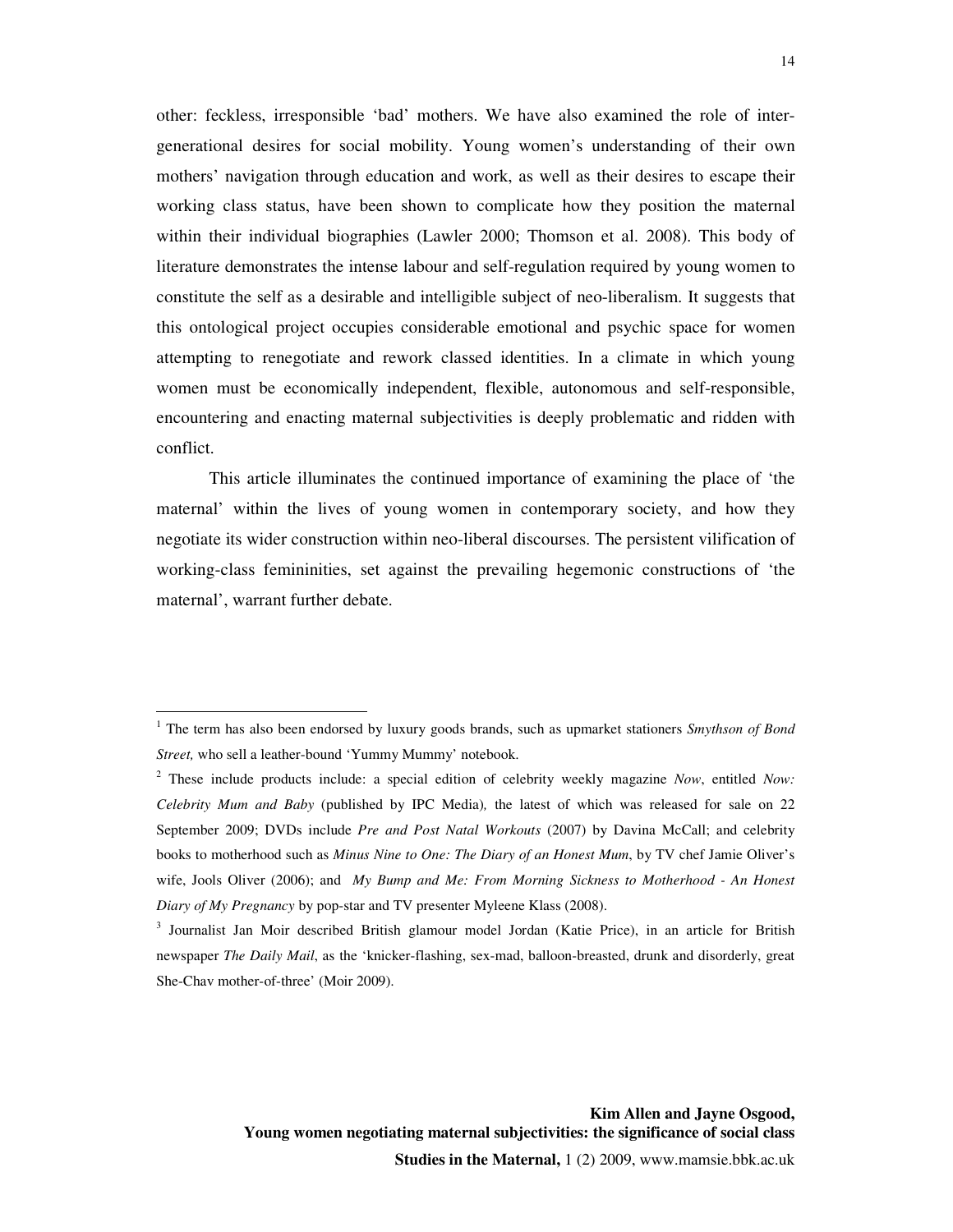other: feckless, irresponsible 'bad' mothers. We have also examined the role of inter-generational desires for social mobility. Young women's understanding of their own mothers' navigation through education and work, as well as their desires to escape their working class status, have been shown to complicate how they position the maternal within their individual biographies (Lawler 2000; Thomson et al. 2008). This body of literature demonstrates the intense labour and self-regulation required by young women to constitute the self as a desirable and intelligible subject of neo-liberalism. It suggests that this ontological project occupies considerable emotional and psychic space for women attempting to renegotiate and rework classed identities. In a climate in which young women must be economically independent, flexible, autonomous and self-responsible, encountering and enacting maternal subjectivities is deeply problematic and ridden with conflict.

This article illuminates the continued importance of examining the place of 'the maternal' within the lives of young women in contemporary society, and how they negotiate its wider construction within neo-liberal discourses. The persistent vilification of working-class femininities, set against the prevailing hegemonic constructions of 'the maternal', warrant further debate.

---

[1] The term has also been endorsed by luxury goods brands, such as upmarket stationers *Smythson of Bond Street,* who sell a leather-bound 'Yummy Mummy' notebook.

[2] These include products include: a special edition of celebrity weekly magazine *Now*, entitled *Now: Celebrity Mum and Baby* (published by IPC Media)*,* the latest of which was released for sale on 22 September 2009; DVDs include *Pre and Post Natal Workouts* (2007) by Davina McCall; and celebrity books to motherhood such as *Minus Nine to One: The Diary of an Honest Mum*, by TV chef Jamie Oliver's wife, Jools Oliver (2006); and *My Bump and Me: From Morning Sickness to Motherhood - An Honest Diary of My Pregnancy* by pop-star and TV presenter Myleene Klass (2008).

[3] Journalist Jan Moir described British glamour model Jordan (Katie Price), in an article for British newspaper *The Daily Mail*, as the 'knicker-flashing, sex-mad, balloon-breasted, drunk and disorderly, great She-Chav mother-of-three' (Moir 2009).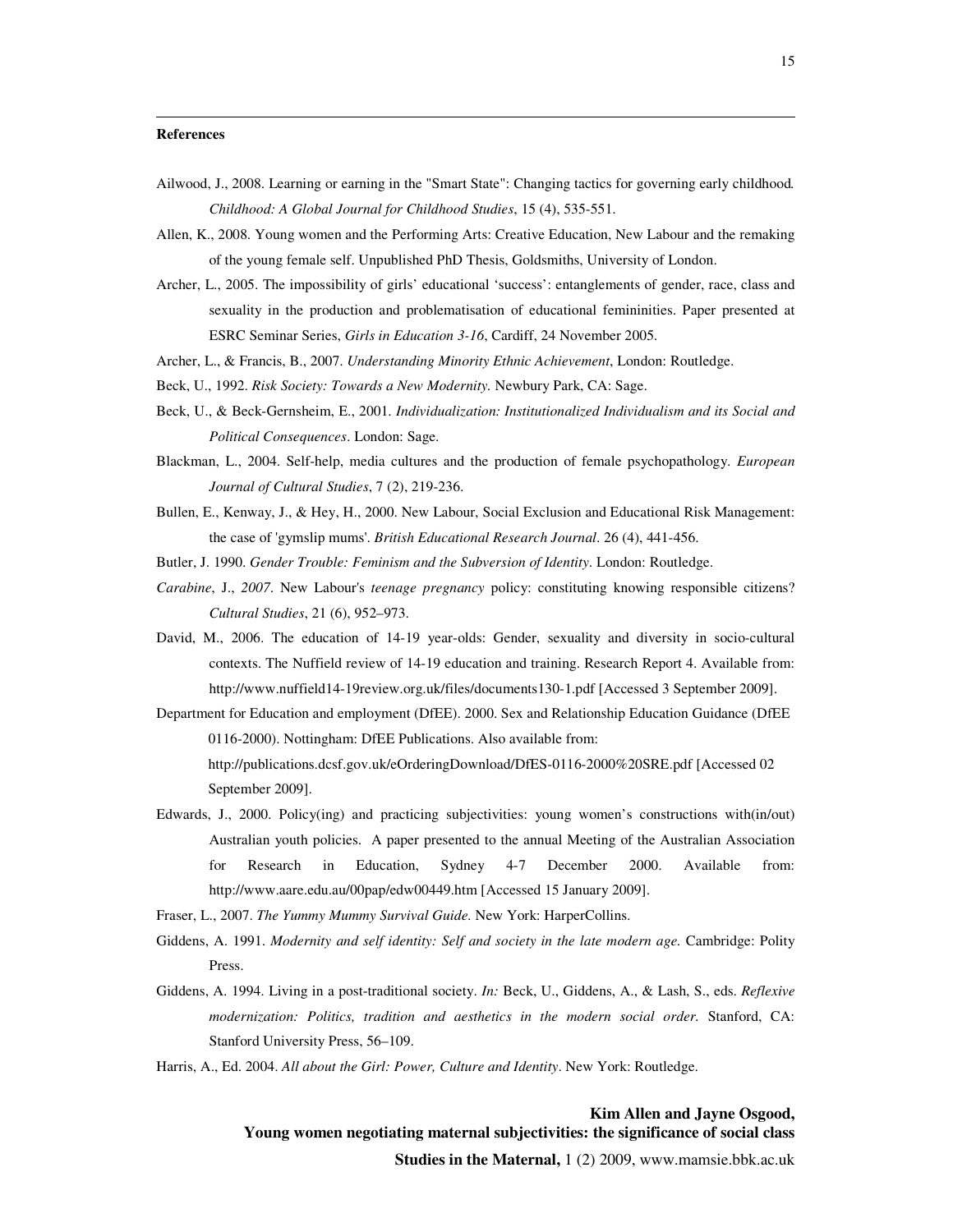**References**

Ailwood, J., 2008. Learning or earning in the "Smart State": Changing tactics for governing early childhood. *Childhood: A Global Journal for Childhood Studies*, 15 (4), 535-551.

Allen, K., 2008. Young women and the Performing Arts: Creative Education, New Labour and the remaking of the young female self. Unpublished PhD Thesis, Goldsmiths, University of London.

Archer, L., 2005. The impossibility of girls' educational 'success': entanglements of gender, race, class and sexuality in the production and problematisation of educational femininities. Paper presented at ESRC Seminar Series, *Girls in Education 3-16*, Cardiff, 24 November 2005.

Archer, L., & Francis, B., 2007. *Understanding Minority Ethnic Achievement*, London: Routledge.

Beck, U., 1992. *Risk Society: Towards a New Modernity.* Newbury Park, CA: Sage.

Beck, U., & Beck-Gernsheim, E., 2001. *Individualization: Institutionalized Individualism and its Social and Political Consequences*. London: Sage.

Blackman, L., 2004. Self-help, media cultures and the production of female psychopathology. *European Journal of Cultural Studies*, 7 (2), 219-236.

Bullen, E., Kenway, J., & Hey, H., 2000. New Labour, Social Exclusion and Educational Risk Management: the case of 'gymslip mums'. *British Educational Research Journal*. 26 (4), 441-456.

Butler, J. 1990. *Gender Trouble: Feminism and the Subversion of Identity*. London: Routledge.

*Carabine*, J., *2007*. New Labour's *teenage pregnancy* policy: constituting knowing responsible citizens? *Cultural Studies*, 21 (6), 952–973.

David, M., 2006. The education of 14-19 year-olds: Gender, sexuality and diversity in socio-cultural contexts. The Nuffield review of 14-19 education and training. Research Report 4. Available from: http://www.nuffield14-19review.org.uk/files/documents130-1.pdf [Accessed 3 September 2009].

Department for Education and employment (DfEE). 2000. Sex and Relationship Education Guidance (DfEE 0116-2000). Nottingham: DfEE Publications. Also available from: http://publications.dcsf.gov.uk/eOrderingDownload/DfES-0116-2000%20SRE.pdf [Accessed 02 September 2009].

Edwards, J., 2000. Policy(ing) and practicing subjectivities: young women's constructions with(in/out) Australian youth policies. A paper presented to the annual Meeting of the Australian Association for Research in Education, Sydney 4-7 December 2000. Available from: http://www.aare.edu.au/00pap/edw00449.htm [Accessed 15 January 2009].

Fraser, L., 2007. *The Yummy Mummy Survival Guide.* New York: HarperCollins.

Giddens, A. 1991. *Modernity and self identity: Self and society in the late modern age.* Cambridge: Polity Press.

Giddens, A. 1994. Living in a post-traditional society. *In:* Beck, U., Giddens, A., & Lash, S., eds. *Reflexive modernization: Politics, tradition and aesthetics in the modern social order.* Stanford, CA: Stanford University Press, 56–109.

Harris, A., Ed. 2004. *All about the Girl: Power, Culture and Identity*. New York: Routledge.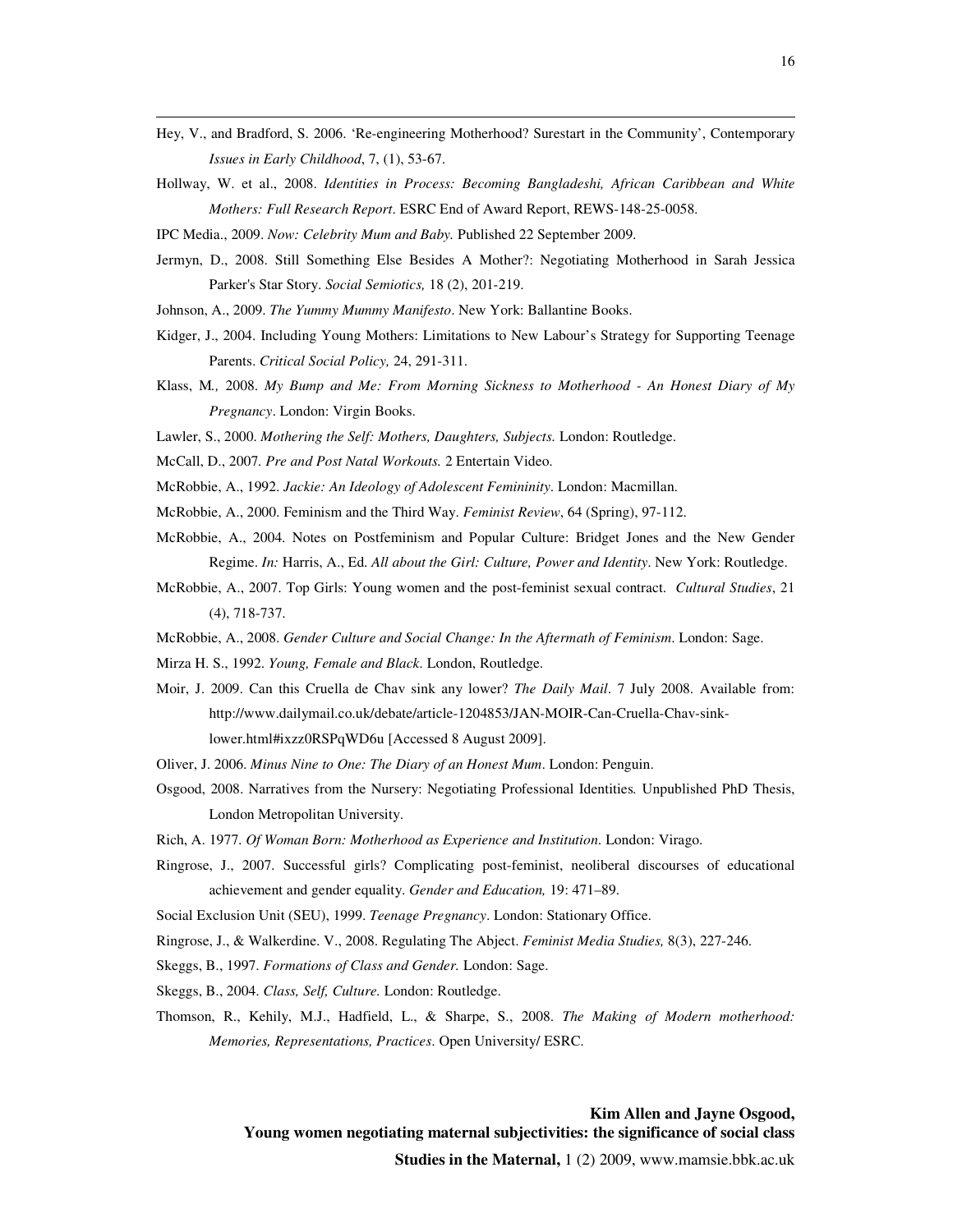Hey, V., and Bradford, S. 2006. 'Re-engineering Motherhood? Surestart in the Community', Contemporary *Issues in Early Childhood*, 7, (1), 53-67.

Hollway, W. et al., 2008. *Identities in Process: Becoming Bangladeshi, African Caribbean and White Mothers: Full Research Report*. ESRC End of Award Report, REWS-148-25-0058.

IPC Media., 2009. *Now: Celebrity Mum and Baby.* Published 22 September 2009.

Jermyn, D., 2008. Still Something Else Besides A Mother?: Negotiating Motherhood in Sarah Jessica Parker's Star Story. *Social Semiotics,* 18 (2), 201-219.

Johnson, A., 2009. *The Yummy Mummy Manifesto*. New York: Ballantine Books.

Kidger, J., 2004. Including Young Mothers: Limitations to New Labour's Strategy for Supporting Teenage Parents. *Critical Social Policy,* 24, 291-311.

Klass, M*.,* 2008. *My Bump and Me: From Morning Sickness to Motherhood - An Honest Diary of My Pregnancy*. London: Virgin Books.

Lawler, S., 2000. *Mothering the Self: Mothers, Daughters, Subjects.* London: Routledge.

McCall, D., 2007*. Pre and Post Natal Workouts.* 2 Entertain Video.

McRobbie, A., 1992. *Jackie: An Ideology of Adolescent Femininity*. London: Macmillan.

McRobbie, A., 2000. Feminism and the Third Way. *Feminist Review*, 64 (Spring), 97-112.

McRobbie, A., 2004. Notes on Postfeminism and Popular Culture: Bridget Jones and the New Gender Regime. *In:* Harris, A., Ed. *All about the Girl: Culture, Power and Identity*. New York: Routledge.

McRobbie, A., 2007. Top Girls: Young women and the post-feminist sexual contract. *Cultural Studies*, 21 (4), 718-737.

McRobbie, A., 2008. *Gender Culture and Social Change: In the Aftermath of Feminism*. London: Sage.

Mirza H. S., 1992. *Young, Female and Black*. London, Routledge.

Moir, J. 2009. Can this Cruella de Chav sink any lower? *The Daily Mail*. 7 July 2008. Available from: http://www.dailymail.co.uk/debate/article-1204853/JAN-MOIR-Can-Cruella-Chav-sink-lower.html#ixzz0RSPqWD6u [Accessed 8 August 2009].

Oliver, J. 2006. *Minus Nine to One: The Diary of an Honest Mum*. London: Penguin.

Osgood, 2008. Narratives from the Nursery: Negotiating Professional Identities*.* Unpublished PhD Thesis, London Metropolitan University.

Rich, A. 1977. *Of Woman Born: Motherhood as Experience and Institution*. London: Virago.

Ringrose, J., 2007. Successful girls? Complicating post-feminist, neoliberal discourses of educational achievement and gender equality. *Gender and Education,* 19: 471–89.

Social Exclusion Unit (SEU), 1999. *Teenage Pregnancy*. London: Stationary Office.

Ringrose, J., & Walkerdine. V., 2008. Regulating The Abject. *Feminist Media Studies,* 8(3), 227-246.

Skeggs, B., 1997. *Formations of Class and Gender.* London: Sage.

Skeggs, B., 2004. *Class, Self, Culture.* London: Routledge.

Thomson, R., Kehily, M.J., Hadfield, L., & Sharpe, S., 2008. *The Making of Modern motherhood: Memories, Representations, Practices*. Open University/ ESRC.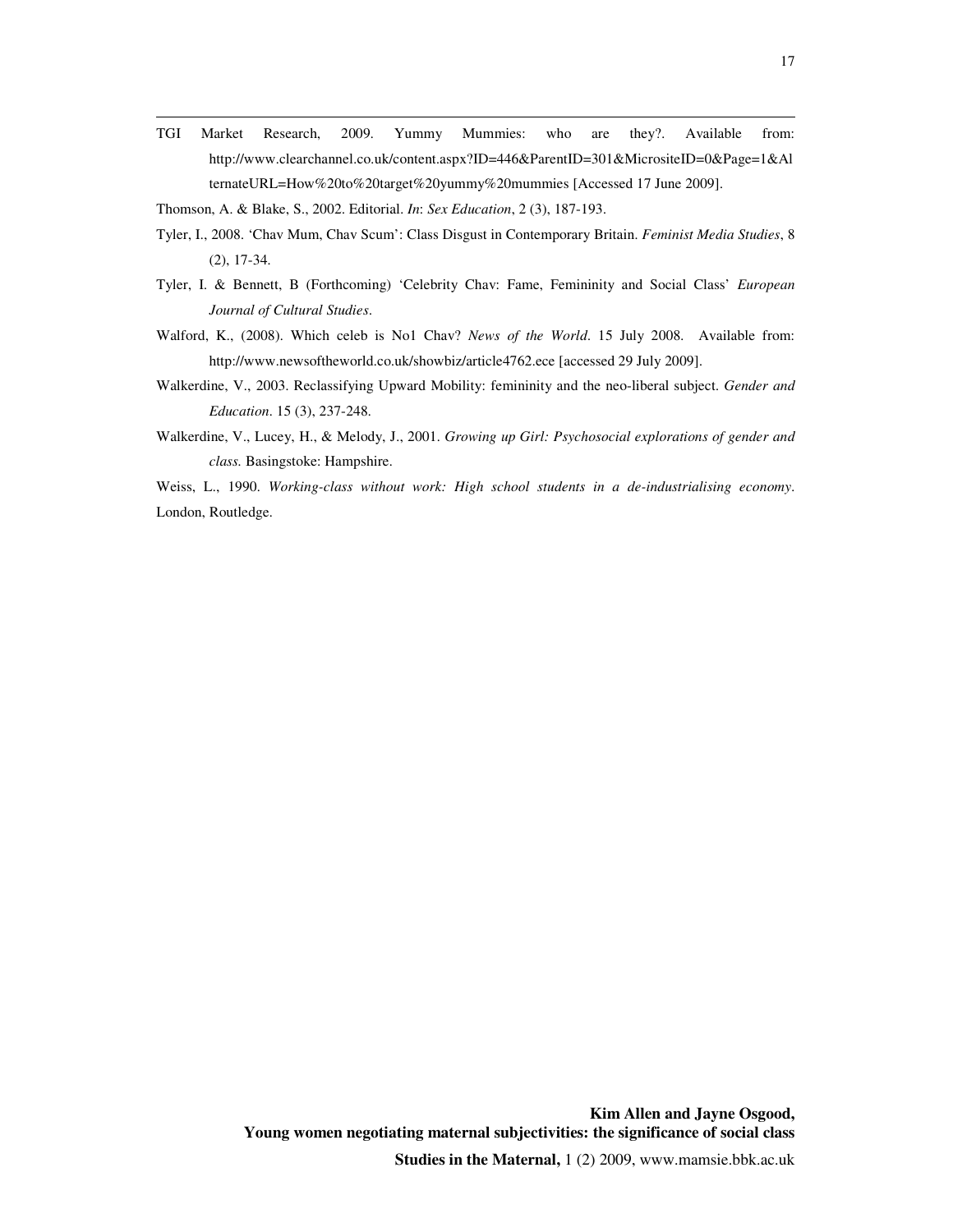TGI Market Research, 2009. Yummy Mummies: who are they?. Available from: http://www.clearchannel.co.uk/content.aspx?ID=446&ParentID=301&MicrositeID=0&Page=1&AlternateURL=How%20to%20target%20yummy%20mummies [Accessed 17 June 2009].

Thomson, A. & Blake, S., 2002. Editorial. *In*: *Sex Education*, 2 (3), 187-193.

Tyler, I., 2008. 'Chav Mum, Chav Scum': Class Disgust in Contemporary Britain. *Feminist Media Studies*, 8 (2), 17-34.

Tyler, I. & Bennett, B (Forthcoming) 'Celebrity Chav: Fame, Femininity and Social Class' *European Journal of Cultural Studies*.

Walford, K., (2008). Which celeb is No1 Chav? *News of the World*. 15 July 2008. Available from: http://www.newsoftheworld.co.uk/showbiz/article4762.ece [accessed 29 July 2009].

Walkerdine, V., 2003. Reclassifying Upward Mobility: femininity and the neo-liberal subject. *Gender and Education*. 15 (3), 237-248.

Walkerdine, V., Lucey, H., & Melody, J., 2001. *Growing up Girl: Psychosocial explorations of gender and class.* Basingstoke: Hampshire.

Weiss, L., 1990. *Working-class without work: High school students in a de-industrialising economy*. London, Routledge.